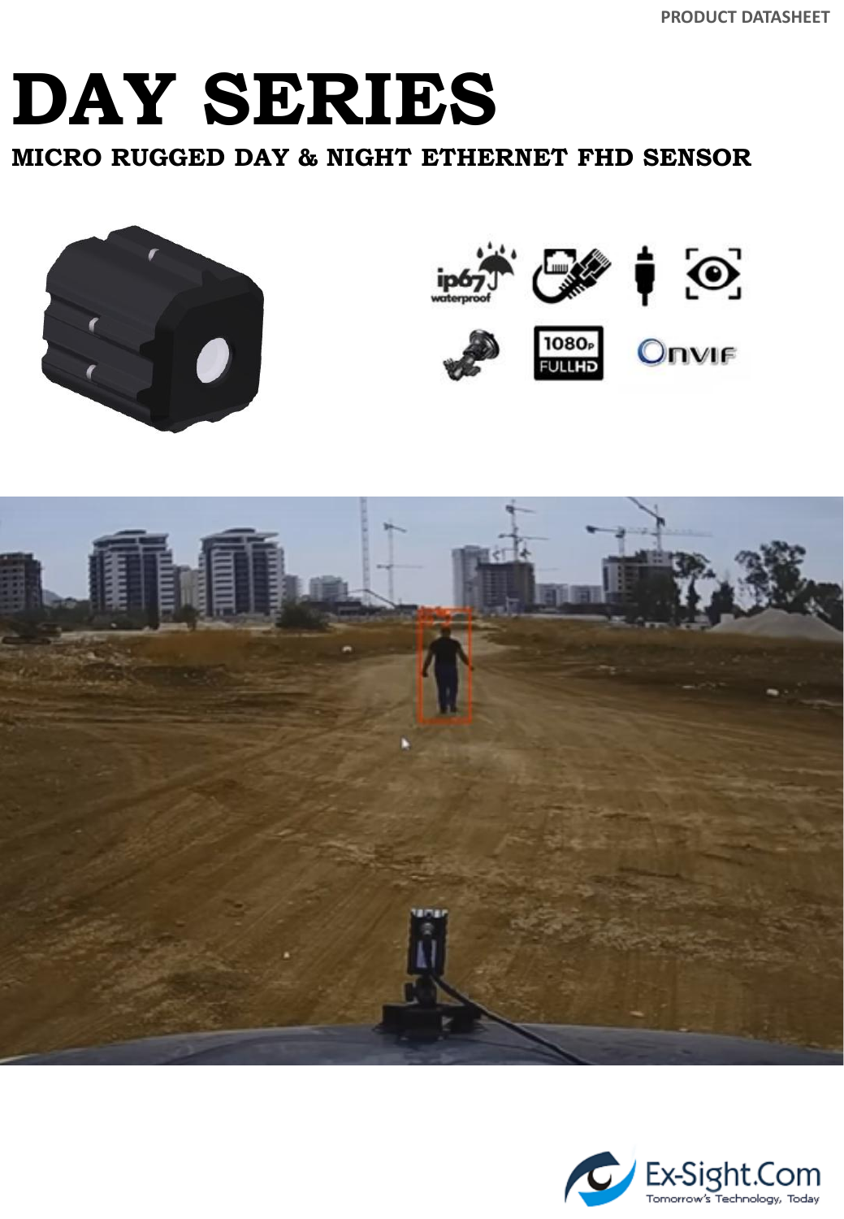PRODUCT DATASHEET

# DAY SERIES

### MICRO RUGGED DAY & NIGHT ETHERNET FHD SENSOR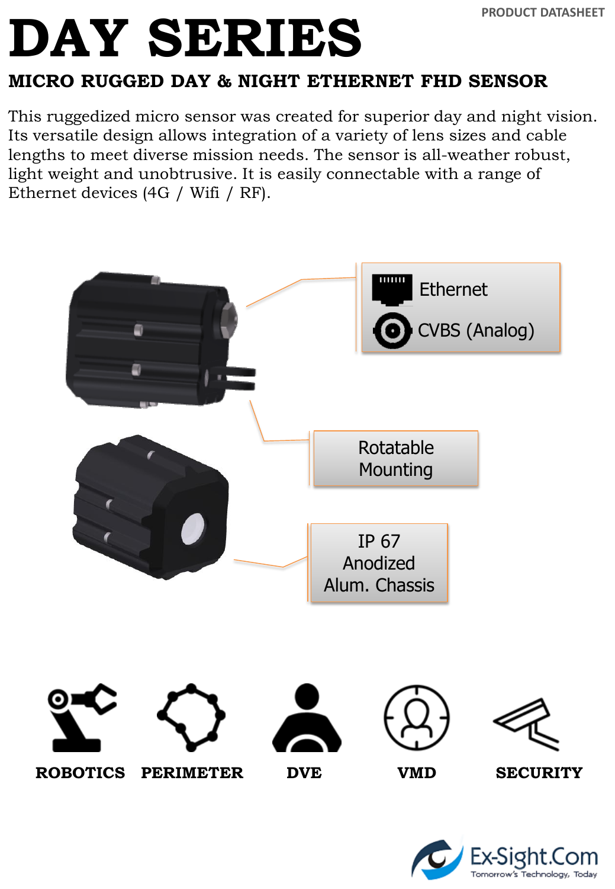# DAY SERIES

## MICRO RUGGED DAY & NIGHT ETHERNET FHD SENSOR

This ruggedized micro sensor was created for superior day and night vision. Its versatile design allows integration of a variety of lens sizes and cable lengths to meet diverse mission needs. The sensor is all-weather robust, light weight and unobtrusive. It is easily connectable with a range of Ethernet devices (4G / Wifi / RF).

Ethernet

CVBS (Analog)

Rotatable Mounting

IP 67 Anodized Alum. Chassis

**ROBOTICS** **PERIMETER** **DVE** **VMD** **SECURITY**

Ex-Sight.Com
Tomorrow's Technology, Today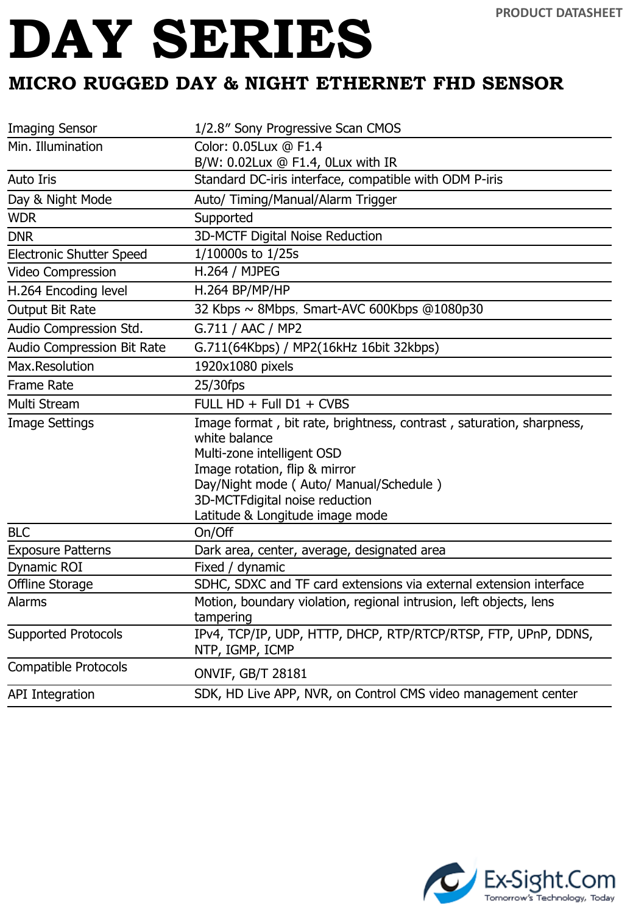PRODUCT DATASHEET

# DAY SERIES

## MICRO RUGGED DAY & NIGHT ETHERNET FHD SENSOR

| | |
|---|---|
| Imaging Sensor | 1/2.8" Sony Progressive Scan CMOS |
| Min. Illumination | Color: 0.05Lux @ F1.4<br>B/W: 0.02Lux @ F1.4, 0Lux with IR |
| Auto Iris | Standard DC-iris interface, compatible with ODM P-iris |
| Day & Night Mode | Auto/ Timing/Manual/Alarm Trigger |
| WDR | Supported |
| DNR | 3D-MCTF Digital Noise Reduction |
| Electronic Shutter Speed | 1/10000s to 1/25s |
| Video Compression | H.264 / MJPEG |
| H.264 Encoding level | H.264 BP/MP/HP |
| Output Bit Rate | 32 Kbps ~ 8Mbps, Smart-AVC 600Kbps @1080p30 |
| Audio Compression Std. | G.711 / AAC / MP2 |
| Audio Compression Bit Rate | G.711(64Kbps) / MP2(16kHz 16bit 32kbps) |
| Max.Resolution | 1920x1080 pixels |
| Frame Rate | 25/30fps |
| Multi Stream | FULL HD + Full D1 + CVBS |
| Image Settings | Image format , bit rate, brightness, contrast , saturation, sharpness, white balance<br>Multi-zone intelligent OSD<br>Image rotation, flip & mirror<br>Day/Night mode ( Auto/ Manual/Schedule )<br>3D-MCTFdigital noise reduction<br>Latitude & Longitude image mode |
| BLC | On/Off |
| Exposure Patterns | Dark area, center, average, designated area |
| Dynamic ROI | Fixed / dynamic |
| Offline Storage | SDHC, SDXC and TF card extensions via external extension interface |
| Alarms | Motion, boundary violation, regional intrusion, left objects, lens tampering |
| Supported Protocols | IPv4, TCP/IP, UDP, HTTP, DHCP, RTP/RTCP/RTSP, FTP, UPnP, DDNS, NTP, IGMP, ICMP |
| Compatible Protocols | ONVIF, GB/T 28181 |
| API Integration | SDK, HD Live APP, NVR, on Control CMS video management center |

Ex-Sight.Com
Tomorrow's Technology, Today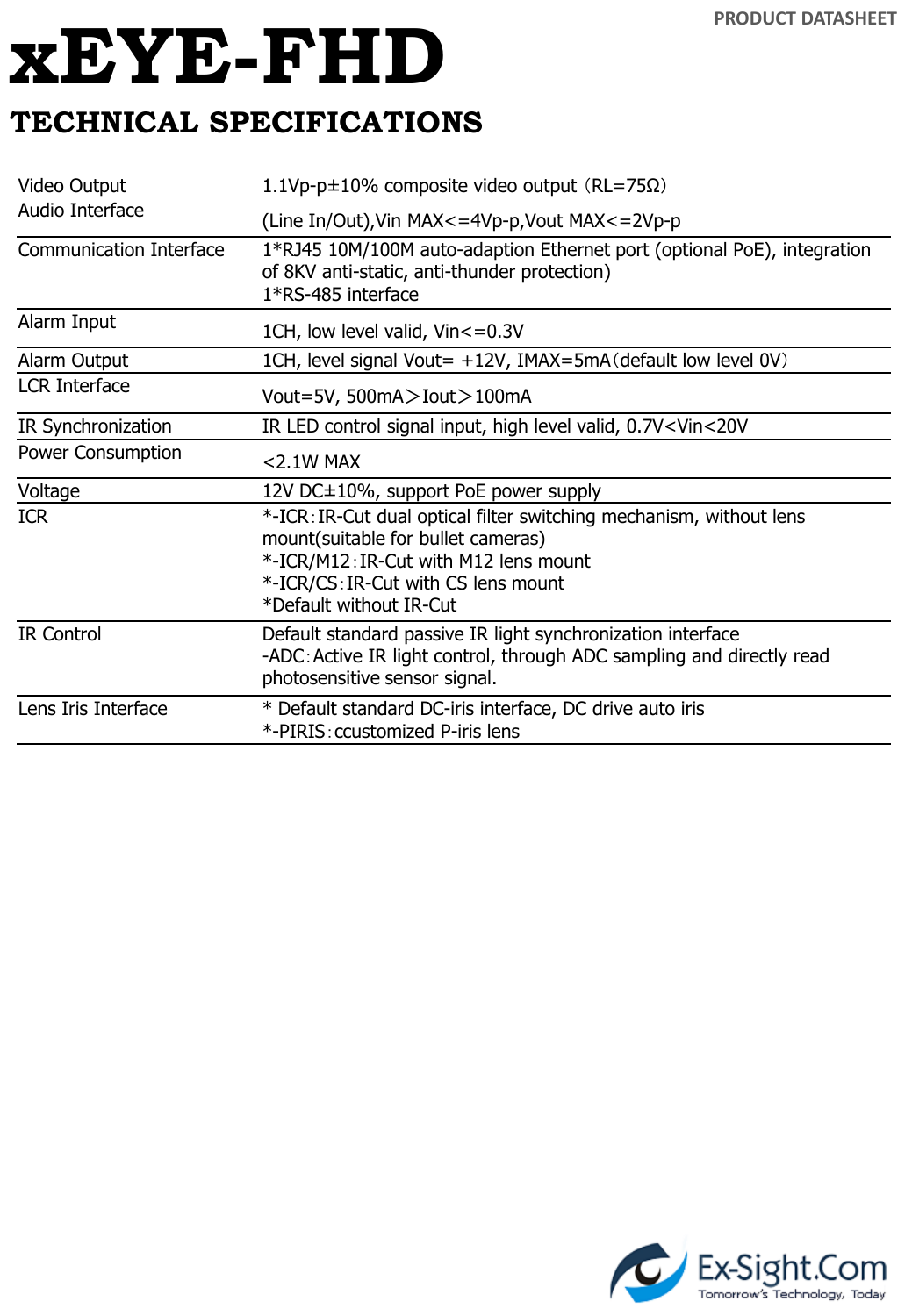# xEYE-FHD

## TECHNICAL SPECIFICATIONS

| | |
|---|---|
| Video Output | 1.1Vp-p±10% composite video output（RL=75Ω） |
| Audio Interface | (Line In/Out),Vin MAX<=4Vp-p,Vout MAX<=2Vp-p |
| Communication Interface | 1*RJ45 10M/100M auto-adaption Ethernet port (optional PoE), integration of 8KV anti-static, anti-thunder protection)<br>1*RS-485 interface |
| Alarm Input | 1CH, low level valid, Vin<=0.3V |
| Alarm Output | 1CH, level signal Vout= +12V, IMAX=5mA（default low level 0V） |
| LCR Interface | Vout=5V, 500mA＞Iout＞100mA |
| IR Synchronization | IR LED control signal input, high level valid, 0.7V<Vin<20V |
| Power Consumption | <2.1W MAX |
| Voltage | 12V DC±10%, support PoE power supply |
| ICR | *-ICR：IR-Cut dual optical filter switching mechanism, without lens mount(suitable for bullet cameras)<br>*-ICR/M12：IR-Cut with M12 lens mount<br>*-ICR/CS：IR-Cut with CS lens mount<br>*Default without IR-Cut |
| IR Control | Default standard passive IR light synchronization interface<br>-ADC：Active IR light control, through ADC sampling and directly read photosensitive sensor signal. |
| Lens Iris Interface | * Default standard DC-iris interface, DC drive auto iris<br>*-PIRIS：ccustomized P-iris lens |

Ex-Sight.Com
Tomorrow's Technology, Today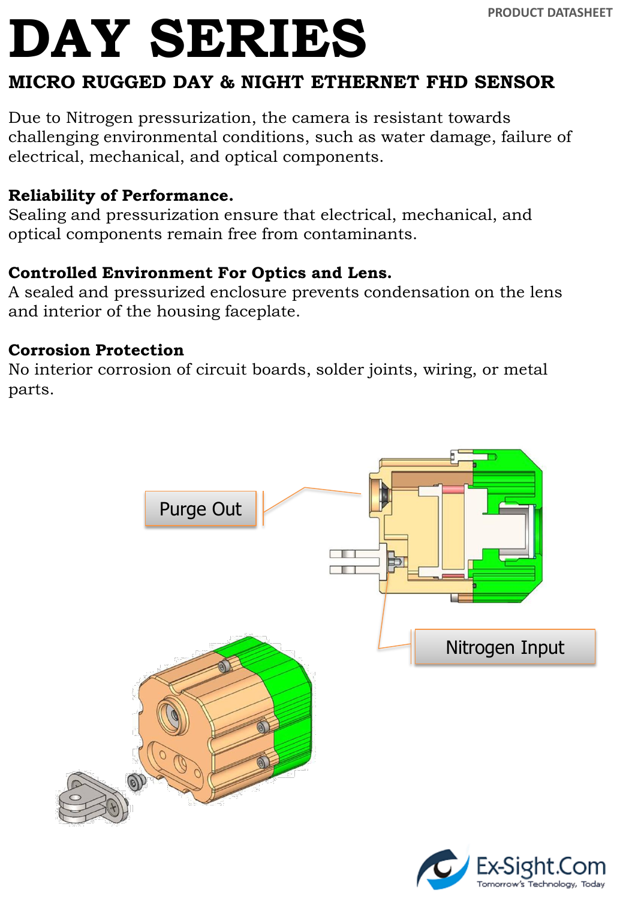# DAY SERIES

## MICRO RUGGED DAY & NIGHT ETHERNET FHD SENSOR

Due to Nitrogen pressurization, the camera is resistant towards challenging environmental conditions, such as water damage, failure of electrical, mechanical, and optical components.

**Reliability of Performance.**
Sealing and pressurization ensure that electrical, mechanical, and optical components remain free from contaminants.

**Controlled Environment For Optics and Lens.**
A sealed and pressurized enclosure prevents condensation on the lens and interior of the housing faceplate.

**Corrosion Protection**
No interior corrosion of circuit boards, solder joints, wiring, or metal parts.

Purge Out

Nitrogen Input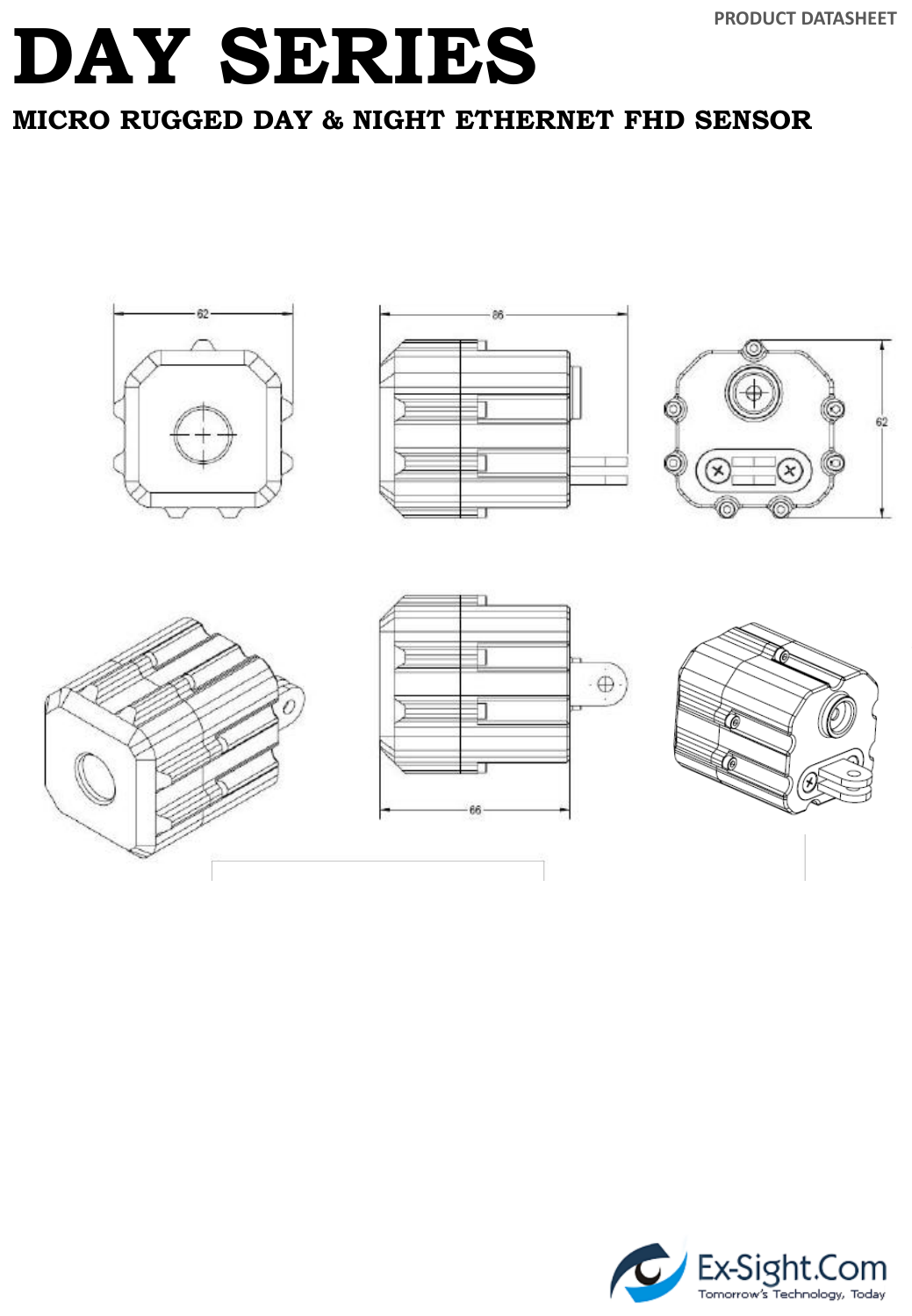PRODUCT DATASHEET

# DAY SERIES

## MICRO RUGGED DAY & NIGHT ETHERNET FHD SENSOR

62

86

62

66

Ex-Sight.Com

Tomorrow's Technology, Today